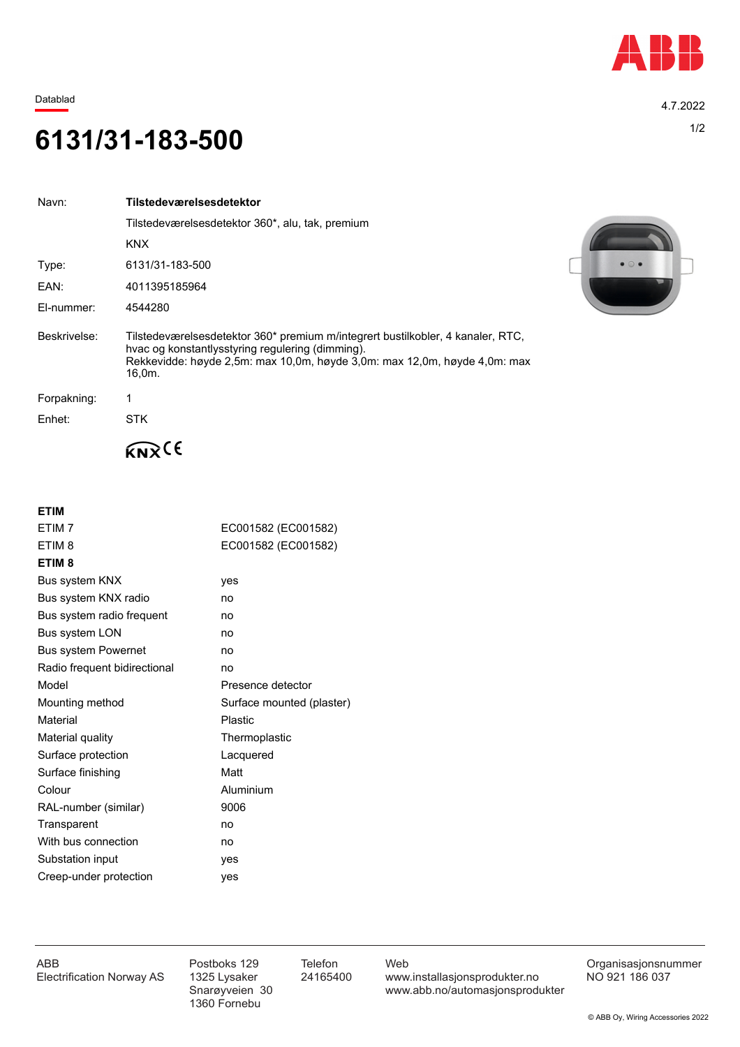Datablad

4.7.2022

# 6131/31-183-500

| | |
|---|---|
| Navn: | **Tilstedeværelsesdetektor** |
| | Tilstedeværelsesdetektor 360*, alu, tak, premium |
| | KNX |
| Type: | 6131/31-183-500 |
| EAN: | 4011395185964 |
| El-nummer: | 4544280 |
| Beskrivelse: | Tilstedeværelsesdetektor 360* premium m/integrert bustilkobler, 4 kanaler, RTC, hvac og konstantlysstyring regulering (dimming). Rekkevidde: høyde 2,5m: max 10,0m, høyde 3,0m: max 12,0m, høyde 4,0m: max 16,0m. |
| Forpakning: | 1 |
| Enhet: | STK |

KNX CE

**ETIM**

| | |
|---|---|
| ETIM 7 | EC001582 (EC001582) |
| ETIM 8 | EC001582 (EC001582) |

**ETIM 8**

| | |
|---|---|
| Bus system KNX | yes |
| Bus system KNX radio | no |
| Bus system radio frequent | no |
| Bus system LON | no |
| Bus system Powernet | no |
| Radio frequent bidirectional | no |
| Model | Presence detector |
| Mounting method | Surface mounted (plaster) |
| Material | Plastic |
| Material quality | Thermoplastic |
| Surface protection | Lacquered |
| Surface finishing | Matt |
| Colour | Aluminium |
| RAL-number (similar) | 9006 |
| Transparent | no |
| With bus connection | no |
| Substation input | yes |
| Creep-under protection | yes |

ABB
Electrification Norway AS

Postboks 129
1325 Lysaker
Snarøyveien 30
1360 Fornebu

Telefon
24165400

Web
www.installasjonsprodukter.no
www.abb.no/automasjonsprodukter

Organisasjonsnummer
NO 921 186 037

© ABB Oy, Wiring Accessories 2022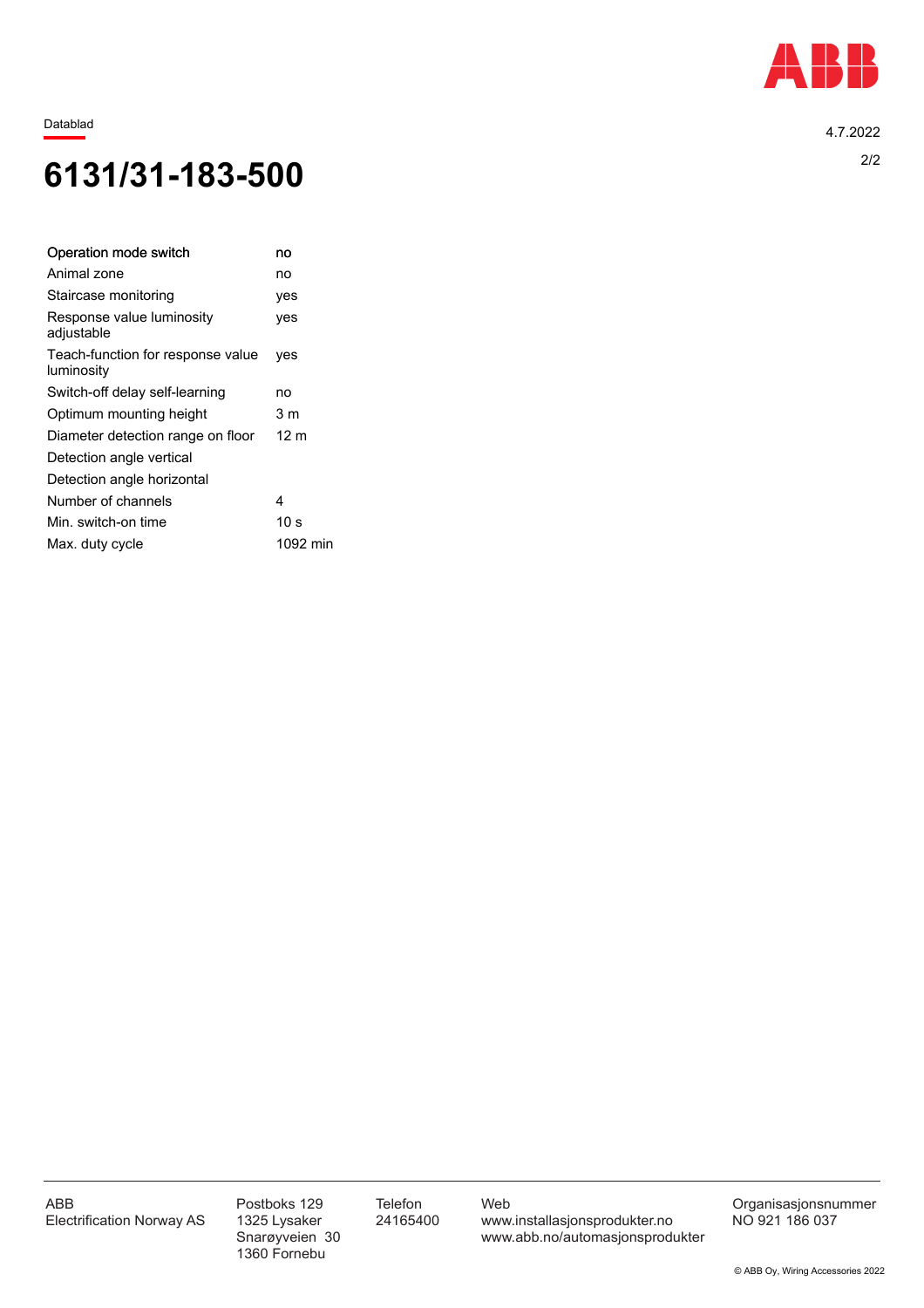Datablad

# 6131/31-183-500

| | |
|---|---|
| Operation mode switch | no |
| Animal zone | no |
| Staircase monitoring | yes |
| Response value luminosity adjustable | yes |
| Teach-function for response value luminosity | yes |
| Switch-off delay self-learning | no |
| Optimum mounting height | 3 m |
| Diameter detection range on floor | 12 m |
| Detection angle vertical | |
| Detection angle horizontal | |
| Number of channels | 4 |
| Min. switch-on time | 10 s |
| Max. duty cycle | 1092 min |

ABB
Electrification Norway AS

Postboks 129
1325 Lysaker
Snarøyveien 30
1360 Fornebu

Telefon
24165400

Web
www.installasjonsprodukter.no
www.abb.no/automasjonsprodukter

Organisasjonsnummer
NO 921 186 037

© ABB Oy, Wiring Accessories 2022